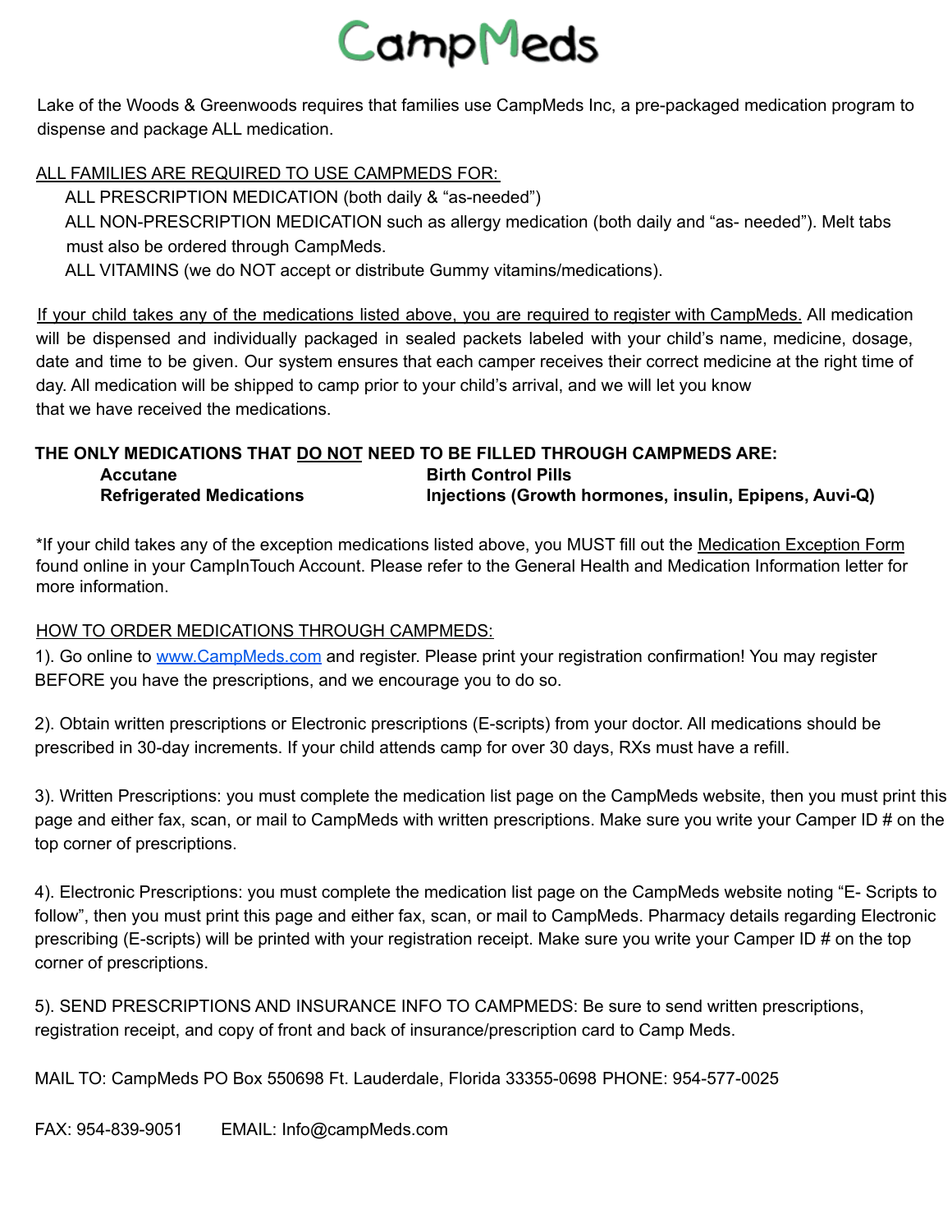# CampMeds

Lake of the Woods & Greenwoods requires that families use CampMeds Inc, a pre-packaged medication program to dispense and package ALL medication.

ALL FAMILIES ARE REQUIRED TO USE CAMPMEDS FOR:

- ALL PRESCRIPTION MEDICATION (both daily & "as-needed")
- ALL NON-PRESCRIPTION MEDICATION such as allergy medication (both daily and "as- needed"). Melt tabs must also be ordered through CampMeds.
- ALL VITAMINS (we do NOT accept or distribute Gummy vitamins/medications).

If your child takes any of the medications listed above, you are required to register with CampMeds. All medication will be dispensed and individually packaged in sealed packets labeled with your child's name, medicine, dosage, date and time to be given. Our system ensures that each camper receives their correct medicine at the right time of day. All medication will be shipped to camp prior to your child's arrival, and we will let you know that we have received the medications.

**THE ONLY MEDICATIONS THAT DO NOT NEED TO BE FILLED THROUGH CAMPMEDS ARE:**

- **Accutane**
- **Refrigerated Medications**
- **Birth Control Pills**
- **Injections (Growth hormones, insulin, Epipens, Auvi-Q)**

*If your child takes any of the exception medications listed above, you MUST fill out the Medication Exception Form found online in your CampInTouch Account. Please refer to the General Health and Medication Information letter for more information.

HOW TO ORDER MEDICATIONS THROUGH CAMPMEDS:

1). Go online to www.CampMeds.com and register. Please print your registration confirmation! You may register BEFORE you have the prescriptions, and we encourage you to do so.

2). Obtain written prescriptions or Electronic prescriptions (E-scripts) from your doctor. All medications should be prescribed in 30-day increments. If your child attends camp for over 30 days, RXs must have a refill.

3). Written Prescriptions: you must complete the medication list page on the CampMeds website, then you must print this page and either fax, scan, or mail to CampMeds with written prescriptions. Make sure you write your Camper ID # on the top corner of prescriptions.

4). Electronic Prescriptions: you must complete the medication list page on the CampMeds website noting "E- Scripts to follow", then you must print this page and either fax, scan, or mail to CampMeds. Pharmacy details regarding Electronic prescribing (E-scripts) will be printed with your registration receipt. Make sure you write your Camper ID # on the top corner of prescriptions.

5). SEND PRESCRIPTIONS AND INSURANCE INFO TO CAMPMEDS: Be sure to send written prescriptions, registration receipt, and copy of front and back of insurance/prescription card to Camp Meds.

MAIL TO: CampMeds PO Box 550698 Ft. Lauderdale, Florida 33355-0698 PHONE: 954-577-0025

FAX: 954-839-9051 EMAIL: Info@campMeds.com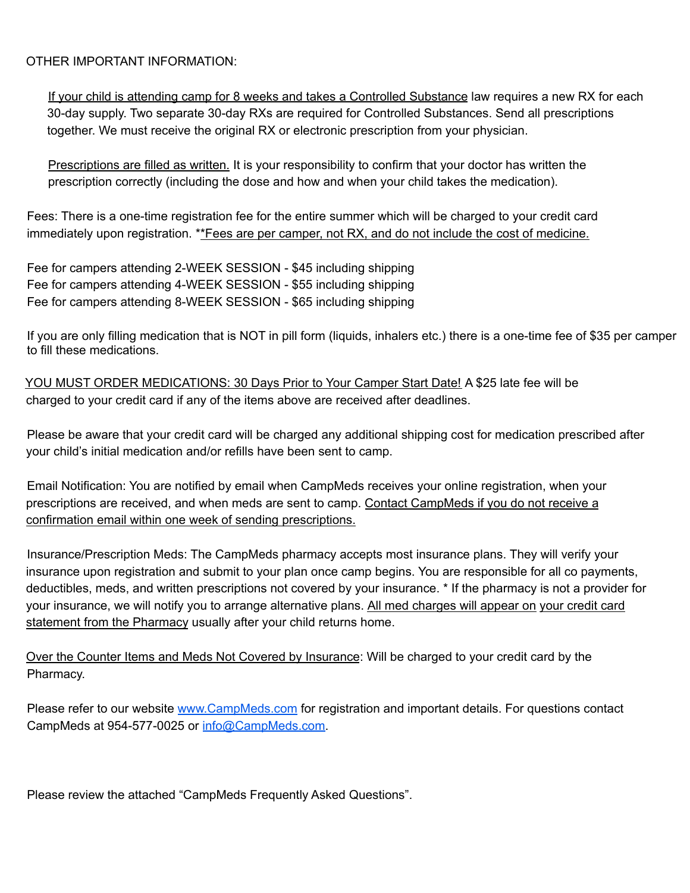OTHER IMPORTANT INFORMATION:

If your child is attending camp for 8 weeks and takes a Controlled Substance law requires a new RX for each 30-day supply. Two separate 30-day RXs are required for Controlled Substances. Send all prescriptions together. We must receive the original RX or electronic prescription from your physician.

Prescriptions are filled as written. It is your responsibility to confirm that your doctor has written the prescription correctly (including the dose and how and when your child takes the medication).

Fees: There is a one-time registration fee for the entire summer which will be charged to your credit card immediately upon registration. **Fees are per camper, not RX, and do not include the cost of medicine.

Fee for campers attending 2-WEEK SESSION - $45 including shipping
Fee for campers attending 4-WEEK SESSION - $55 including shipping
Fee for campers attending 8-WEEK SESSION - $65 including shipping

If you are only filling medication that is NOT in pill form (liquids, inhalers etc.) there is a one-time fee of $35 per camper to fill these medications.

YOU MUST ORDER MEDICATIONS: 30 Days Prior to Your Camper Start Date! A $25 late fee will be charged to your credit card if any of the items above are received after deadlines.

Please be aware that your credit card will be charged any additional shipping cost for medication prescribed after your child's initial medication and/or refills have been sent to camp.

Email Notification: You are notified by email when CampMeds receives your online registration, when your prescriptions are received, and when meds are sent to camp. Contact CampMeds if you do not receive a confirmation email within one week of sending prescriptions.

Insurance/Prescription Meds: The CampMeds pharmacy accepts most insurance plans. They will verify your insurance upon registration and submit to your plan once camp begins. You are responsible for all co payments, deductibles, meds, and written prescriptions not covered by your insurance. * If the pharmacy is not a provider for your insurance, we will notify you to arrange alternative plans. All med charges will appear on your credit card statement from the Pharmacy usually after your child returns home.

Over the Counter Items and Meds Not Covered by Insurance: Will be charged to your credit card by the Pharmacy.

Please refer to our website www.CampMeds.com for registration and important details. For questions contact CampMeds at 954-577-0025 or info@CampMeds.com.

Please review the attached "CampMeds Frequently Asked Questions".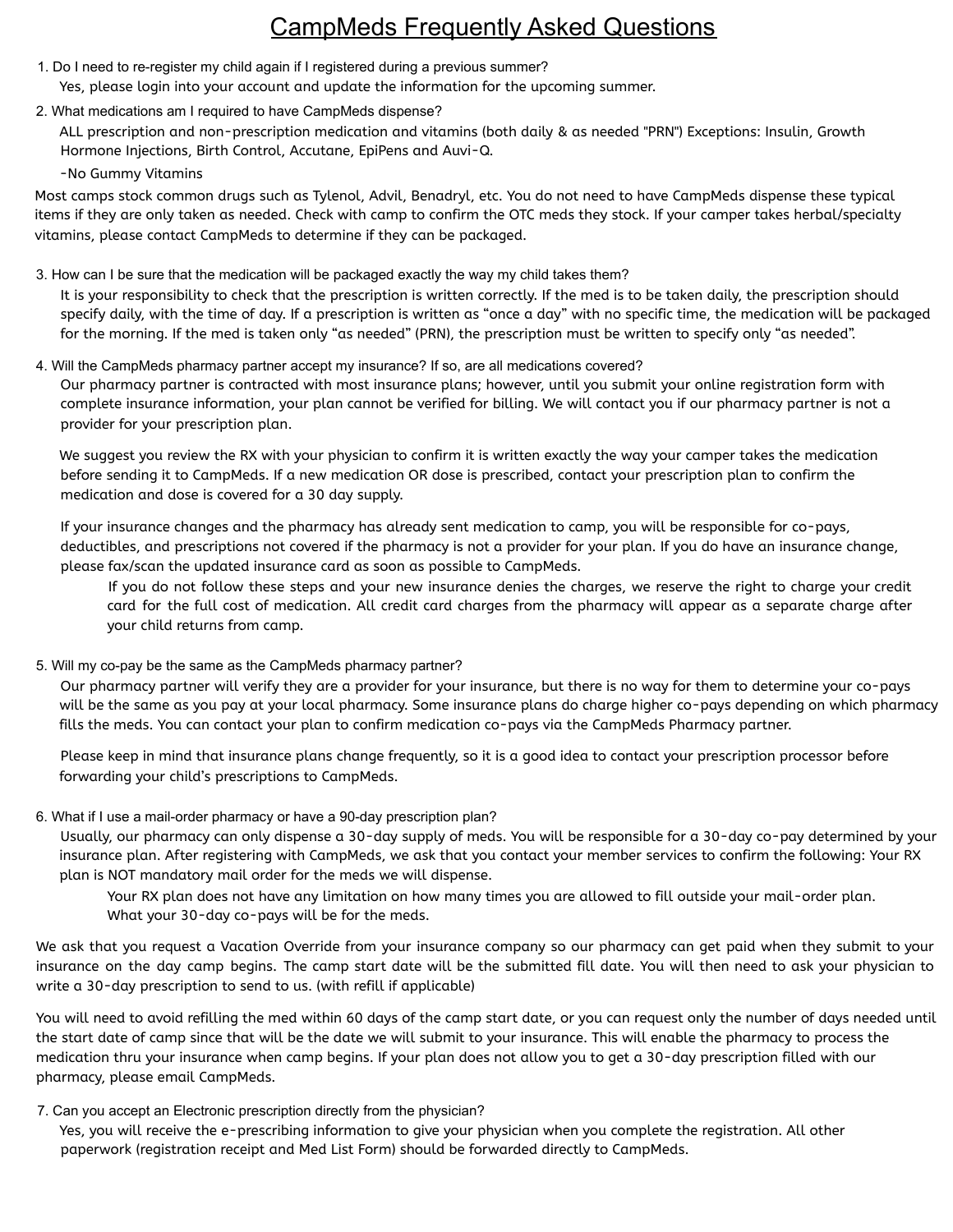# CampMeds Frequently Asked Questions

1. Do I need to re-register my child again if I registered during a previous summer?

   Yes, please login into your account and update the information for the upcoming summer.

2. What medications am I required to have CampMeds dispense?

   ALL prescription and non-prescription medication and vitamins (both daily & as needed "PRN") Exceptions: Insulin, Growth Hormone Injections, Birth Control, Accutane, EpiPens and Auvi-Q.

   -No Gummy Vitamins

Most camps stock common drugs such as Tylenol, Advil, Benadryl, etc. You do not need to have CampMeds dispense these typical items if they are only taken as needed. Check with camp to confirm the OTC meds they stock. If your camper takes herbal/specialty vitamins, please contact CampMeds to determine if they can be packaged.

3. How can I be sure that the medication will be packaged exactly the way my child takes them?

   It is your responsibility to check that the prescription is written correctly. If the med is to be taken daily, the prescription should specify daily, with the time of day. If a prescription is written as "once a day" with no specific time, the medication will be packaged for the morning. If the med is taken only "as needed" (PRN), the prescription must be written to specify only "as needed".

4. Will the CampMeds pharmacy partner accept my insurance? If so, are all medications covered?

   Our pharmacy partner is contracted with most insurance plans; however, until you submit your online registration form with complete insurance information, your plan cannot be verified for billing. We will contact you if our pharmacy partner is not a provider for your prescription plan.

   We suggest you review the RX with your physician to confirm it is written exactly the way your camper takes the medication before sending it to CampMeds. If a new medication OR dose is prescribed, contact your prescription plan to confirm the medication and dose is covered for a 30 day supply.

   If your insurance changes and the pharmacy has already sent medication to camp, you will be responsible for co-pays, deductibles, and prescriptions not covered if the pharmacy is not a provider for your plan. If you do have an insurance change, please fax/scan the updated insurance card as soon as possible to CampMeds.

   If you do not follow these steps and your new insurance denies the charges, we reserve the right to charge your credit card for the full cost of medication. All credit card charges from the pharmacy will appear as a separate charge after your child returns from camp.

5. Will my co-pay be the same as the CampMeds pharmacy partner?

   Our pharmacy partner will verify they are a provider for your insurance, but there is no way for them to determine your co-pays will be the same as you pay at your local pharmacy. Some insurance plans do charge higher co-pays depending on which pharmacy fills the meds. You can contact your plan to confirm medication co-pays via the CampMeds Pharmacy partner.

   Please keep in mind that insurance plans change frequently, so it is a good idea to contact your prescription processor before forwarding your child's prescriptions to CampMeds.

6. What if I use a mail-order pharmacy or have a 90-day prescription plan?

   Usually, our pharmacy can only dispense a 30-day supply of meds. You will be responsible for a 30-day co-pay determined by your insurance plan. After registering with CampMeds, we ask that you contact your member services to confirm the following: Your RX plan is NOT mandatory mail order for the meds we will dispense.

   Your RX plan does not have any limitation on how many times you are allowed to fill outside your mail-order plan.
   What your 30-day co-pays will be for the meds.

We ask that you request a Vacation Override from your insurance company so our pharmacy can get paid when they submit to your insurance on the day camp begins. The camp start date will be the submitted fill date. You will then need to ask your physician to write a 30-day prescription to send to us. (with refill if applicable)

You will need to avoid refilling the med within 60 days of the camp start date, or you can request only the number of days needed until the start date of camp since that will be the date we will submit to your insurance. This will enable the pharmacy to process the medication thru your insurance when camp begins. If your plan does not allow you to get a 30-day prescription filled with our pharmacy, please email CampMeds.

7. Can you accept an Electronic prescription directly from the physician?

   Yes, you will receive the e-prescribing information to give your physician when you complete the registration. All other paperwork (registration receipt and Med List Form) should be forwarded directly to CampMeds.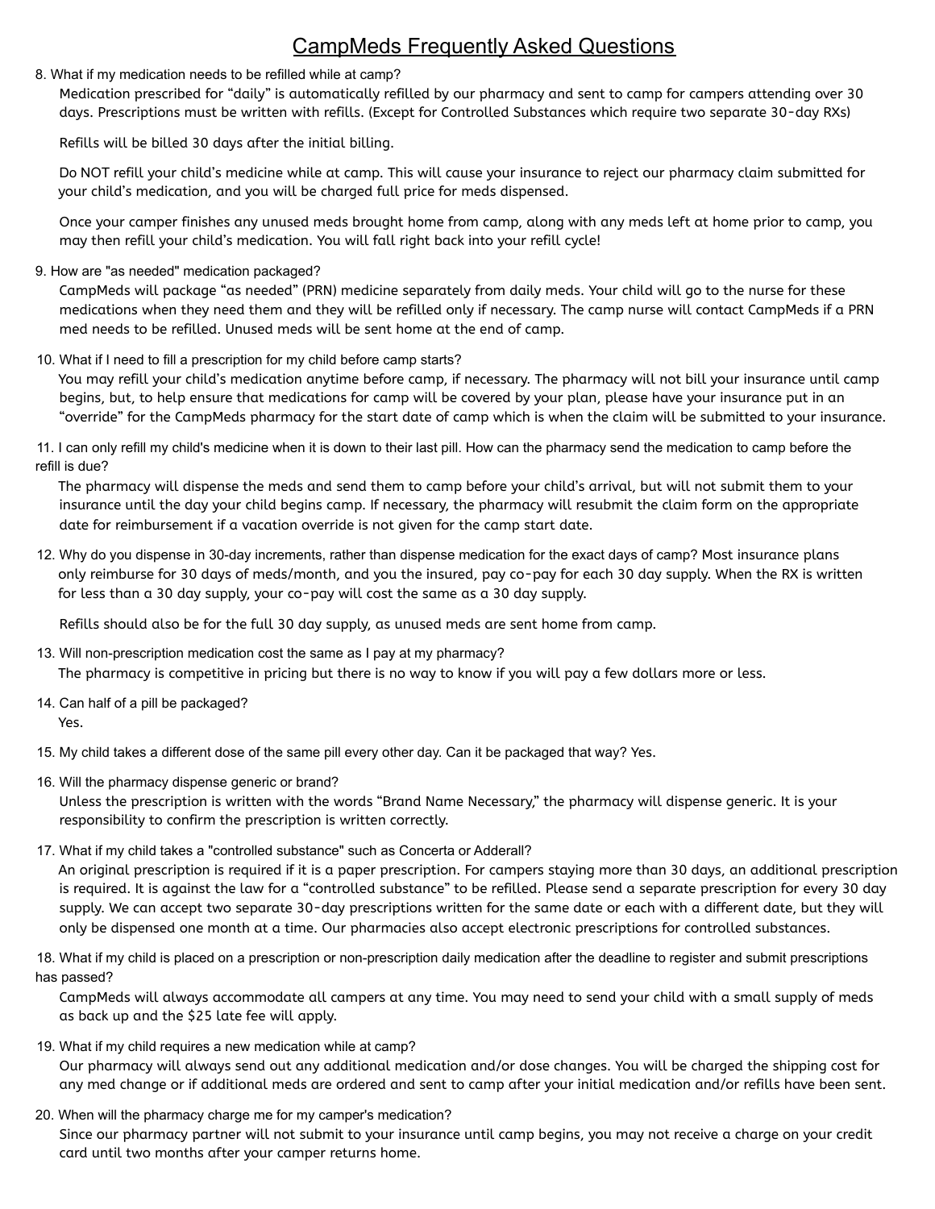# CampMeds Frequently Asked Questions

8. What if my medication needs to be refilled while at camp?

   Medication prescribed for "daily" is automatically refilled by our pharmacy and sent to camp for campers attending over 30 days. Prescriptions must be written with refills. (Except for Controlled Substances which require two separate 30-day RXs)

   Refills will be billed 30 days after the initial billing.

   Do NOT refill your child's medicine while at camp. This will cause your insurance to reject our pharmacy claim submitted for your child's medication, and you will be charged full price for meds dispensed.

   Once your camper finishes any unused meds brought home from camp, along with any meds left at home prior to camp, you may then refill your child's medication. You will fall right back into your refill cycle!

9. How are "as needed" medication packaged?

   CampMeds will package "as needed" (PRN) medicine separately from daily meds. Your child will go to the nurse for these medications when they need them and they will be refilled only if necessary. The camp nurse will contact CampMeds if a PRN med needs to be refilled. Unused meds will be sent home at the end of camp.

10. What if I need to fill a prescription for my child before camp starts?

    You may refill your child's medication anytime before camp, if necessary. The pharmacy will not bill your insurance until camp begins, but, to help ensure that medications for camp will be covered by your plan, please have your insurance put in an "override" for the CampMeds pharmacy for the start date of camp which is when the claim will be submitted to your insurance.

11. I can only refill my child's medicine when it is down to their last pill. How can the pharmacy send the medication to camp before the refill is due?

    The pharmacy will dispense the meds and send them to camp before your child's arrival, but will not submit them to your insurance until the day your child begins camp. If necessary, the pharmacy will resubmit the claim form on the appropriate date for reimbursement if a vacation override is not given for the camp start date.

12. Why do you dispense in 30-day increments, rather than dispense medication for the exact days of camp? Most insurance plans only reimburse for 30 days of meds/month, and you the insured, pay co-pay for each 30 day supply. When the RX is written for less than a 30 day supply, your co-pay will cost the same as a 30 day supply.

    Refills should also be for the full 30 day supply, as unused meds are sent home from camp.

13. Will non-prescription medication cost the same as I pay at my pharmacy?

    The pharmacy is competitive in pricing but there is no way to know if you will pay a few dollars more or less.

14. Can half of a pill be packaged?

    Yes.

15. My child takes a different dose of the same pill every other day. Can it be packaged that way? Yes.

16. Will the pharmacy dispense generic or brand?

    Unless the prescription is written with the words "Brand Name Necessary," the pharmacy will dispense generic. It is your responsibility to confirm the prescription is written correctly.

17. What if my child takes a "controlled substance" such as Concerta or Adderall?

    An original prescription is required if it is a paper prescription. For campers staying more than 30 days, an additional prescription is required. It is against the law for a "controlled substance" to be refilled. Please send a separate prescription for every 30 day supply. We can accept two separate 30-day prescriptions written for the same date or each with a different date, but they will only be dispensed one month at a time. Our pharmacies also accept electronic prescriptions for controlled substances.

18. What if my child is placed on a prescription or non-prescription daily medication after the deadline to register and submit prescriptions has passed?

    CampMeds will always accommodate all campers at any time. You may need to send your child with a small supply of meds as back up and the $25 late fee will apply.

19. What if my child requires a new medication while at camp?

    Our pharmacy will always send out any additional medication and/or dose changes. You will be charged the shipping cost for any med change or if additional meds are ordered and sent to camp after your initial medication and/or refills have been sent.

20. When will the pharmacy charge me for my camper's medication?

    Since our pharmacy partner will not submit to your insurance until camp begins, you may not receive a charge on your credit card until two months after your camper returns home.